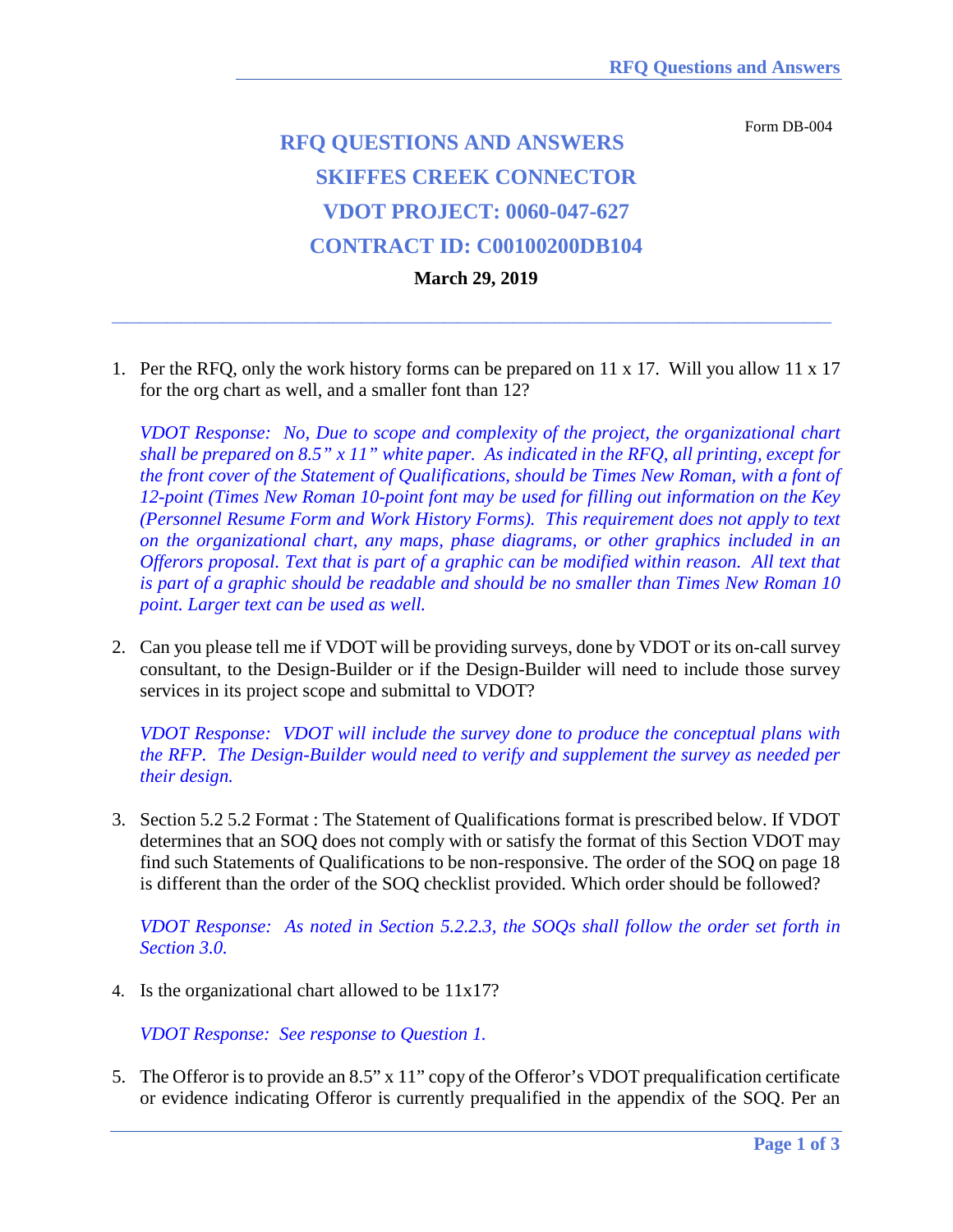Form DB-004

# RFQ QUESTIONS AND ANSWERS
# SKIFFES CREEK CONNECTOR
# VDOT PROJECT: 0060-047-627
# CONTRACT ID: C00100200DB104

**March 29, 2019**

---

1. Per the RFQ, only the work history forms can be prepared on 11 x 17. Will you allow 11 x 17 for the org chart as well, and a smaller font than 12?

   *VDOT Response: No, Due to scope and complexity of the project, the organizational chart shall be prepared on 8.5" x 11" white paper. As indicated in the RFQ, all printing, except for the front cover of the Statement of Qualifications, should be Times New Roman, with a font of 12-point (Times New Roman 10-point font may be used for filling out information on the Key (Personnel Resume Form and Work History Forms). This requirement does not apply to text on the organizational chart, any maps, phase diagrams, or other graphics included in an Offerors proposal. Text that is part of a graphic can be modified within reason. All text that is part of a graphic should be readable and should be no smaller than Times New Roman 10 point. Larger text can be used as well.*

2. Can you please tell me if VDOT will be providing surveys, done by VDOT or its on-call survey consultant, to the Design-Builder or if the Design-Builder will need to include those survey services in its project scope and submittal to VDOT?

   *VDOT Response: VDOT will include the survey done to produce the conceptual plans with the RFP. The Design-Builder would need to verify and supplement the survey as needed per their design.*

3. Section 5.2 5.2 Format : The Statement of Qualifications format is prescribed below. If VDOT determines that an SOQ does not comply with or satisfy the format of this Section VDOT may find such Statements of Qualifications to be non-responsive. The order of the SOQ on page 18 is different than the order of the SOQ checklist provided. Which order should be followed?

   *VDOT Response: As noted in Section 5.2.2.3, the SOQs shall follow the order set forth in Section 3.0.*

4. Is the organizational chart allowed to be 11x17?

   *VDOT Response: See response to Question 1.*

5. The Offeror is to provide an 8.5" x 11" copy of the Offeror's VDOT prequalification certificate or evidence indicating Offeror is currently prequalified in the appendix of the SOQ. Per an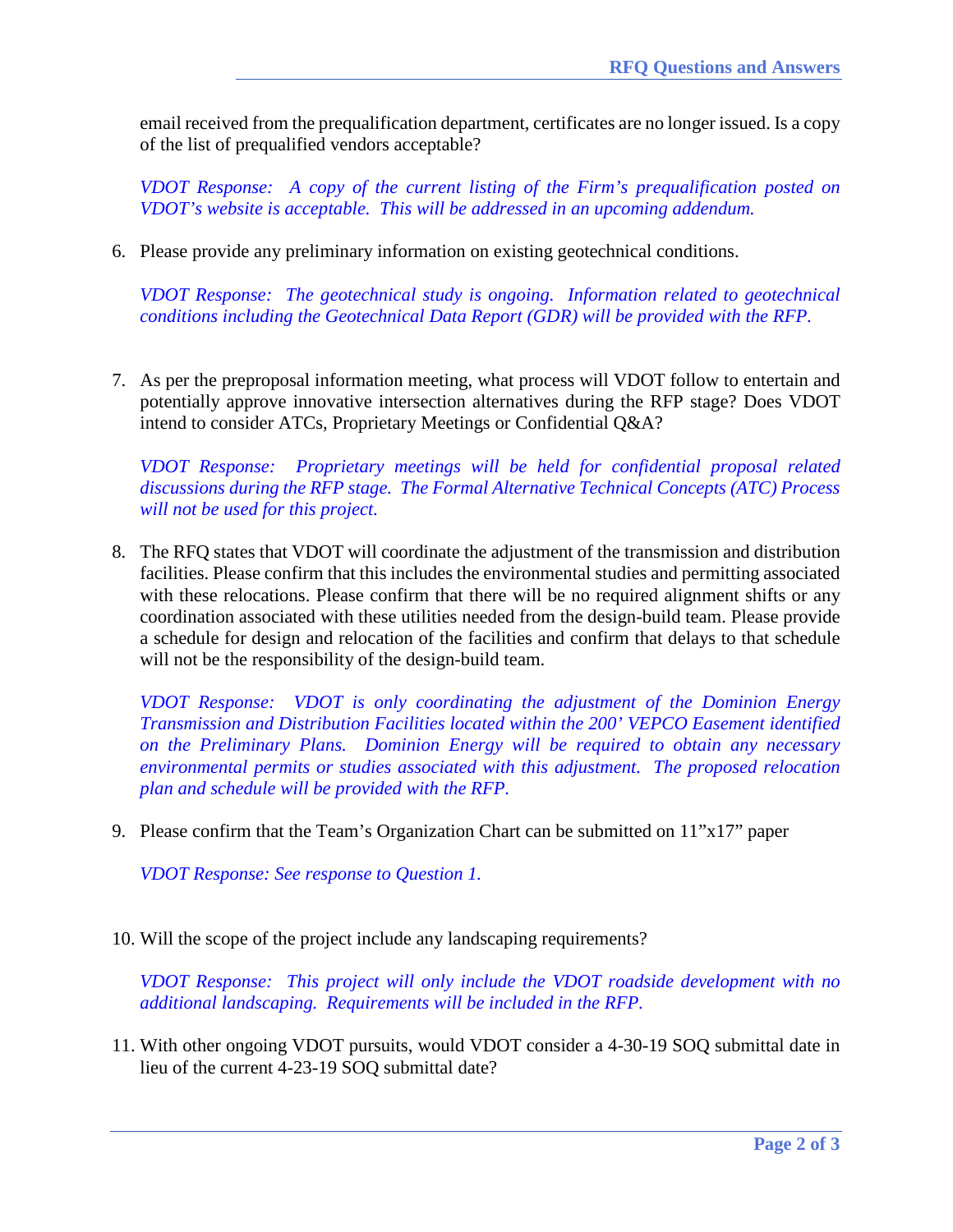email received from the prequalification department, certificates are no longer issued. Is a copy of the list of prequalified vendors acceptable?

*VDOT Response: A copy of the current listing of the Firm's prequalification posted on VDOT's website is acceptable. This will be addressed in an upcoming addendum.*

6. Please provide any preliminary information on existing geotechnical conditions.

   *VDOT Response: The geotechnical study is ongoing. Information related to geotechnical conditions including the Geotechnical Data Report (GDR) will be provided with the RFP.*

7. As per the preproposal information meeting, what process will VDOT follow to entertain and potentially approve innovative intersection alternatives during the RFP stage? Does VDOT intend to consider ATCs, Proprietary Meetings or Confidential Q&A?

   *VDOT Response: Proprietary meetings will be held for confidential proposal related discussions during the RFP stage. The Formal Alternative Technical Concepts (ATC) Process will not be used for this project.*

8. The RFQ states that VDOT will coordinate the adjustment of the transmission and distribution facilities. Please confirm that this includes the environmental studies and permitting associated with these relocations. Please confirm that there will be no required alignment shifts or any coordination associated with these utilities needed from the design-build team. Please provide a schedule for design and relocation of the facilities and confirm that delays to that schedule will not be the responsibility of the design-build team.

   *VDOT Response: VDOT is only coordinating the adjustment of the Dominion Energy Transmission and Distribution Facilities located within the 200' VEPCO Easement identified on the Preliminary Plans. Dominion Energy will be required to obtain any necessary environmental permits or studies associated with this adjustment. The proposed relocation plan and schedule will be provided with the RFP.*

9. Please confirm that the Team's Organization Chart can be submitted on 11"x17" paper

   *VDOT Response: See response to Question 1.*

10. Will the scope of the project include any landscaping requirements?

    *VDOT Response: This project will only include the VDOT roadside development with no additional landscaping. Requirements will be included in the RFP.*

11. With other ongoing VDOT pursuits, would VDOT consider a 4-30-19 SOQ submittal date in lieu of the current 4-23-19 SOQ submittal date?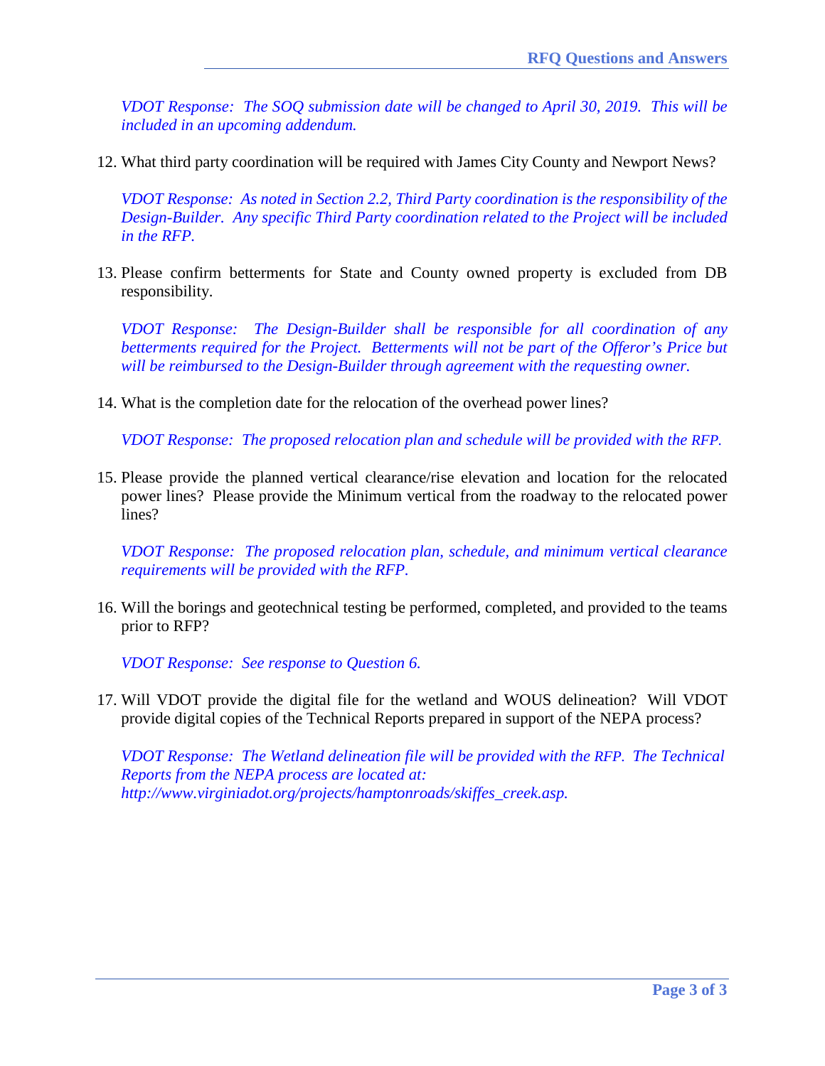*VDOT Response: The SOQ submission date will be changed to April 30, 2019. This will be included in an upcoming addendum.*

12. What third party coordination will be required with James City County and Newport News?

    *VDOT Response: As noted in Section 2.2, Third Party coordination is the responsibility of the Design-Builder. Any specific Third Party coordination related to the Project will be included in the RFP.*

13. Please confirm betterments for State and County owned property is excluded from DB responsibility.

    *VDOT Response: The Design-Builder shall be responsible for all coordination of any betterments required for the Project. Betterments will not be part of the Offeror's Price but will be reimbursed to the Design-Builder through agreement with the requesting owner.*

14. What is the completion date for the relocation of the overhead power lines?

    *VDOT Response: The proposed relocation plan and schedule will be provided with the RFP.*

15. Please provide the planned vertical clearance/rise elevation and location for the relocated power lines? Please provide the Minimum vertical from the roadway to the relocated power lines?

    *VDOT Response: The proposed relocation plan, schedule, and minimum vertical clearance requirements will be provided with the RFP.*

16. Will the borings and geotechnical testing be performed, completed, and provided to the teams prior to RFP?

    *VDOT Response: See response to Question 6.*

17. Will VDOT provide the digital file for the wetland and WOUS delineation? Will VDOT provide digital copies of the Technical Reports prepared in support of the NEPA process?

    *VDOT Response: The Wetland delineation file will be provided with the RFP. The Technical Reports from the NEPA process are located at: http://www.virginiadot.org/projects/hamptonroads/skiffes_creek.asp.*